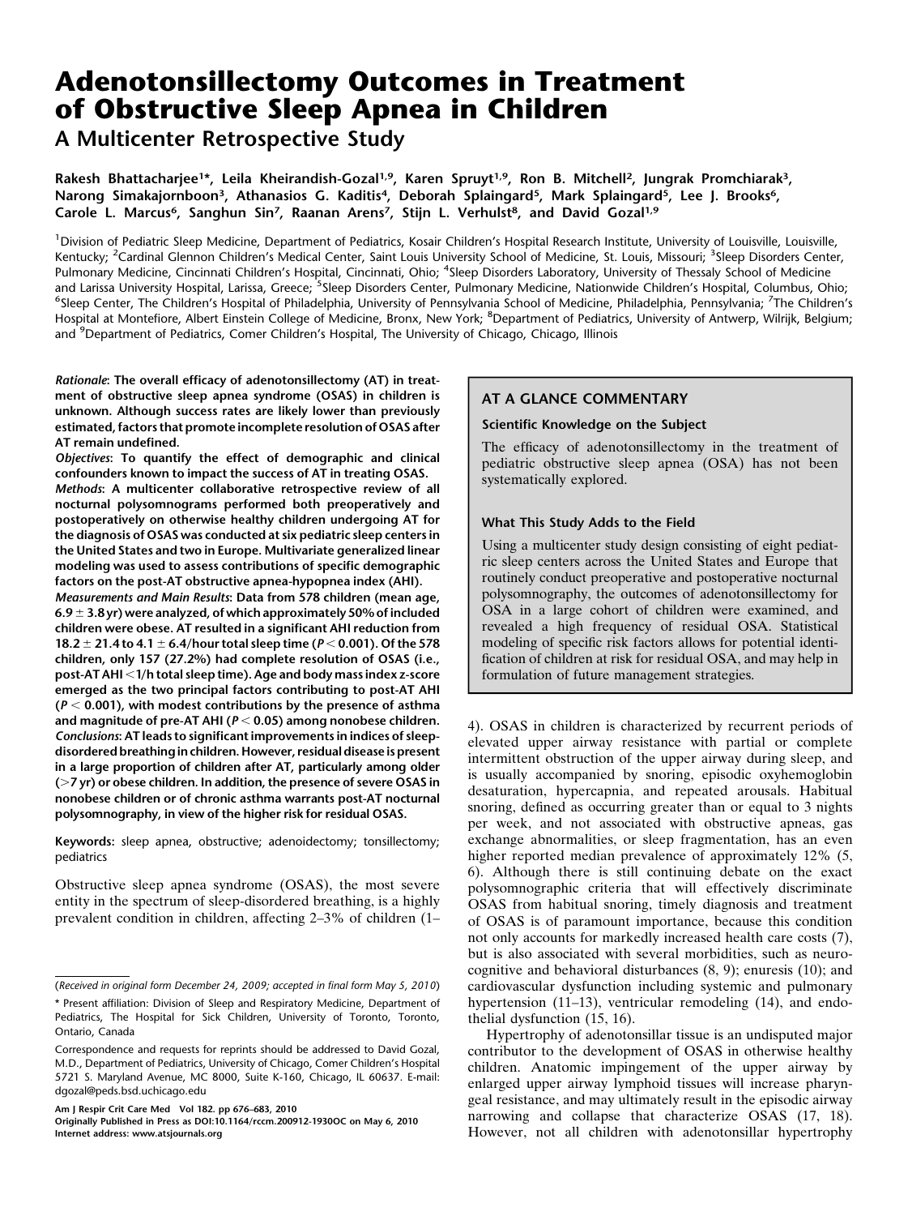# Adenotonsillectomy Outcomes in Treatment of Obstructive Sleep Apnea in Children

## A Multicenter Retrospective Study

Rakesh Bhattacharjee[1]*, Leila Kheirandish-Gozal[1,9], Karen Spruyt[1,9], Ron B. Mitchell[2], Jungrak Promchiarak[3], Narong Simakajornboon[3], Athanasios G. Kaditis[4], Deborah Splaingard[5], Mark Splaingard[5], Lee J. Brooks[6], Carole L. Marcus[6], Sanghun Sin[7], Raanan Arens[7], Stijn L. Verhulst[8], and David Gozal[1,9]

[1]Division of Pediatric Sleep Medicine, Department of Pediatrics, Kosair Children's Hospital Research Institute, University of Louisville, Louisville, Kentucky; [2]Cardinal Glennon Children's Medical Center, Saint Louis University School of Medicine, St. Louis, Missouri; [3]Sleep Disorders Center, Pulmonary Medicine, Cincinnati Children's Hospital, Cincinnati, Ohio; [4]Sleep Disorders Laboratory, University of Thessaly School of Medicine and Larissa University Hospital, Larissa, Greece; [5]Sleep Disorders Center, Pulmonary Medicine, Nationwide Children's Hospital, Columbus, Ohio; [6]Sleep Center, The Children's Hospital of Philadelphia, University of Pennsylvania School of Medicine, Philadelphia, Pennsylvania; [7]The Children's Hospital at Montefiore, Albert Einstein College of Medicine, Bronx, New York; [8]Department of Pediatrics, University of Antwerp, Wilrijk, Belgium; and [9]Department of Pediatrics, Comer Children's Hospital, The University of Chicago, Chicago, Illinois

*Rationale*: **The overall efficacy of adenotonsillectomy (AT) in treatment of obstructive sleep apnea syndrome (OSAS) in children is unknown. Although success rates are likely lower than previously estimated, factors that promote incomplete resolution of OSAS after AT remain undefined.**

*Objectives*: **To quantify the effect of demographic and clinical confounders known to impact the success of AT in treating OSAS.**

*Methods*: **A multicenter collaborative retrospective review of all nocturnal polysomnograms performed both preoperatively and postoperatively on otherwise healthy children undergoing AT for the diagnosis of OSAS was conducted at six pediatric sleep centers in the United States and two in Europe. Multivariate generalized linear modeling was used to assess contributions of specific demographic factors on the post-AT obstructive apnea-hypopnea index (AHI).**

*Measurements and Main Results*: **Data from 578 children (mean age, 6.9 ± 3.8 yr) were analyzed, of which approximately 50% of included children were obese. AT resulted in a significant AHI reduction from 18.2 ± 21.4 to 4.1 ± 6.4/hour total sleep time ($P < 0.001$). Of the 578 children, only 157 (27.2%) had complete resolution of OSAS (i.e., post-AT AHI <1/h total sleep time). Age and body mass index z-score emerged as the two principal factors contributing to post-AT AHI ($P < 0.001$), with modest contributions by the presence of asthma and magnitude of pre-AT AHI ($P < 0.05$) among nonobese children.**

*Conclusions*: **AT leads to significant improvements in indices of sleep-disordered breathing in children. However, residual disease is present in a large proportion of children after AT, particularly among older (>7 yr) or obese children. In addition, the presence of severe OSAS in nonobese children or of chronic asthma warrants post-AT nocturnal polysomnography, in view of the higher risk for residual OSAS.**

**Keywords:** sleep apnea, obstructive; adenoidectomy; tonsillectomy; pediatrics

### AT A GLANCE COMMENTARY

#### Scientific Knowledge on the Subject

The efficacy of adenotonsillectomy in the treatment of pediatric obstructive sleep apnea (OSA) has not been systematically explored.

#### What This Study Adds to the Field

Using a multicenter study design consisting of eight pediatric sleep centers across the United States and Europe that routinely conduct preoperative and postoperative nocturnal polysomnography, the outcomes of adenotonsillectomy for OSA in a large cohort of children were examined, and revealed a high frequency of residual OSA. Statistical modeling of specific risk factors allows for potential identification of children at risk for residual OSA, and may help in formulation of future management strategies.

Obstructive sleep apnea syndrome (OSAS), the most severe entity in the spectrum of sleep-disordered breathing, is a highly prevalent condition in children, affecting 2–3% of children (1–4). OSAS in children is characterized by recurrent periods of elevated upper airway resistance with partial or complete intermittent obstruction of the upper airway during sleep, and is usually accompanied by snoring, episodic oxyhemoglobin desaturation, hypercapnia, and repeated arousals. Habitual snoring, defined as occurring greater than or equal to 3 nights per week, and not associated with obstructive apneas, gas exchange abnormalities, or sleep fragmentation, has an even higher reported median prevalence of approximately 12% (5, 6). Although there is still continuing debate on the exact polysomnographic criteria that will effectively discriminate OSAS from habitual snoring, timely diagnosis and treatment of OSAS is of paramount importance, because this condition not only accounts for markedly increased health care costs (7), but is also associated with several morbidities, such as neurocognitive and behavioral disturbances (8, 9); enuresis (10); and cardiovascular dysfunction including systemic and pulmonary hypertension (11–13), ventricular remodeling (14), and endothelial dysfunction (15, 16).

Hypertrophy of adenotonsillar tissue is an undisputed major contributor to the development of OSAS in otherwise healthy children. Anatomic impingement of the upper airway by enlarged upper airway lymphoid tissues will increase pharyngeal resistance, and may ultimately result in the episodic airway narrowing and collapse that characterize OSAS (17, 18). However, not all children with adenotonsillar hypertrophy

(*Received in original form December 24, 2009; accepted in final form May 5, 2010*)

* Present affiliation: Division of Sleep and Respiratory Medicine, Department of Pediatrics, The Hospital for Sick Children, University of Toronto, Toronto, Ontario, Canada

Correspondence and requests for reprints should be addressed to David Gozal, M.D., Department of Pediatrics, University of Chicago, Comer Children's Hospital 5721 S. Maryland Avenue, MC 8000, Suite K-160, Chicago, IL 60637. E-mail: dgozal@peds.bsd.uchicago.edu

Am J Respir Crit Care Med Vol 182. pp 676–683, 2010
Originally Published in Press as DOI:10.1164/rccm.200912-1930OC on May 6, 2010
Internet address: www.atsjournals.org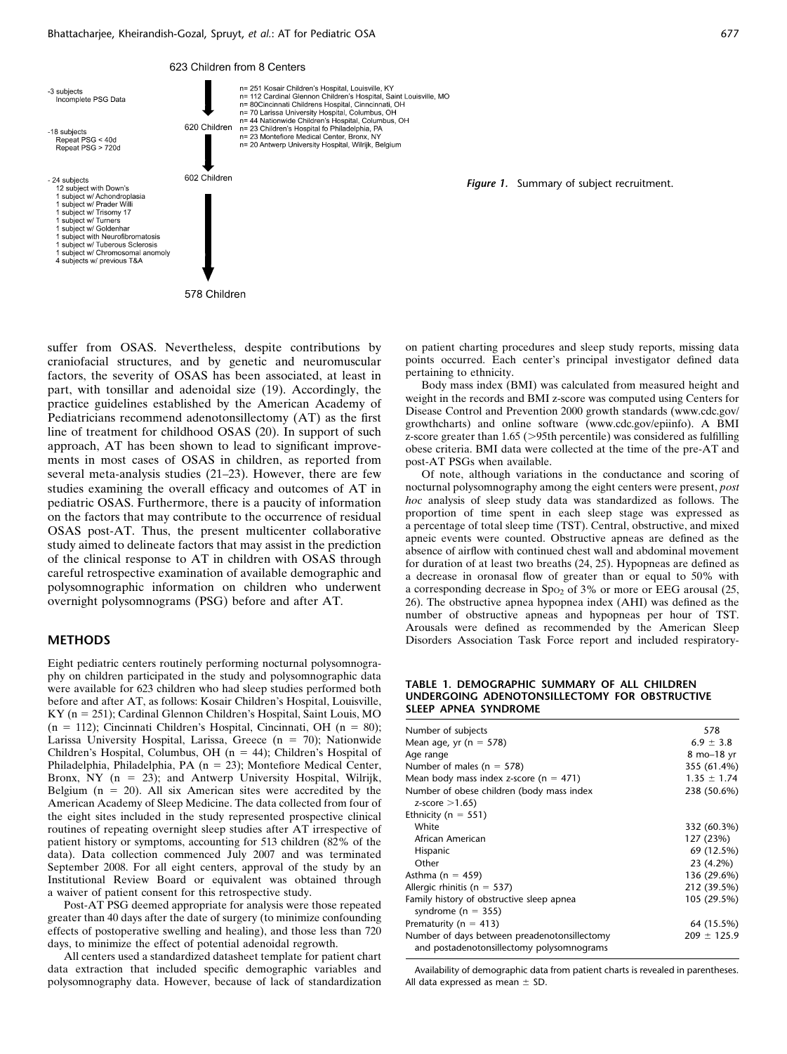623 Children from 8 Centers

-3 subjects
Incomplete PSG Data

n= 251 Kosair Children's Hospital, Louisville, KY
n= 112 Cardinal Glennon Children's Hospital, Saint Louisville, MO
n= 80Cincinnati Childrens Hospital, Cinncinnati, OH
n= 70 Larissa University Hospital, Columbus, OH
n= 44 Nationwide Children's Hospital, Columbus, OH
n= 23 Children's Hospital fo Philadelphia, PA
n= 23 Montefiore Medical Center, Bronx, NY
n= 20 Antwerp University Hospital, Wilrijk, Belgium

620 Children

-18 subjects
Repeat PSG < 40d
Repeat PSG > 720d

602 Children

- 24 subjects
12 subject with Down's
1 subject w/ Achondroplasia
1 subject w/ Prader Willi
1 subject w/ Trisomy 17
1 subject w/ Turners
1 subject w/ Goldenhar
1 subject with Neurofibromatosis
1 subject w/ Tuberous Sclerosis
1 subject w/ Chromosomal anomoly
4 subjects w/ previous T&A

578 Children

***Figure 1.*** Summary of subject recruitment.

suffer from OSAS. Nevertheless, despite contributions by craniofacial structures, and by genetic and neuromuscular factors, the severity of OSAS has been associated, at least in part, with tonsillar and adenoidal size (19). Accordingly, the practice guidelines established by the American Academy of Pediatricians recommend adenotonsillectomy (AT) as the first line of treatment for childhood OSAS (20). In support of such approach, AT has been shown to lead to significant improvements in most cases of OSAS in children, as reported from several meta-analysis studies (21–23). However, there are few studies examining the overall efficacy and outcomes of AT in pediatric OSAS. Furthermore, there is a paucity of information on the factors that may contribute to the occurrence of residual OSAS post-AT. Thus, the present multicenter collaborative study aimed to delineate factors that may assist in the prediction of the clinical response to AT in children with OSAS through careful retrospective examination of available demographic and polysomnographic information on children who underwent overnight polysomnograms (PSG) before and after AT.

## METHODS

Eight pediatric centers routinely performing nocturnal polysomnography on children participated in the study and polysomnographic data were available for 623 children who had sleep studies performed both before and after AT, as follows: Kosair Children's Hospital, Louisville, KY (n = 251); Cardinal Glennon Children's Hospital, Saint Louis, MO (n = 112); Cincinnati Children's Hospital, Cincinnati, OH (n = 80); Larissa University Hospital, Larissa, Greece (n = 70); Nationwide Children's Hospital, Columbus, OH (n = 44); Children's Hospital of Philadelphia, Philadelphia, PA (n = 23); Montefiore Medical Center, Bronx, NY (n = 23); and Antwerp University Hospital, Wilrijk, Belgium (n = 20). All six American sites were accredited by the American Academy of Sleep Medicine. The data collected from four of the eight sites included in the study represented prospective clinical routines of repeating overnight sleep studies after AT irrespective of patient history or symptoms, accounting for 513 children (82% of the data). Data collection commenced July 2007 and was terminated September 2008. For all eight centers, approval of the study by an Institutional Review Board or equivalent was obtained through a waiver of patient consent for this retrospective study.

Post-AT PSG deemed appropriate for analysis were those repeated greater than 40 days after the date of surgery (to minimize confounding effects of postoperative swelling and healing), and those less than 720 days, to minimize the effect of potential adenoidal regrowth.

All centers used a standardized datasheet template for patient chart data extraction that included specific demographic variables and polysomnography data. However, because of lack of standardization on patient charting procedures and sleep study reports, missing data points occurred. Each center's principal investigator defined data pertaining to ethnicity.

Body mass index (BMI) was calculated from measured height and weight in the records and BMI z-score was computed using Centers for Disease Control and Prevention 2000 growth standards (www.cdc.gov/growthcharts) and online software (www.cdc.gov/epiinfo). A BMI z-score greater than 1.65 (>95th percentile) was considered as fulfilling obese criteria. BMI data were collected at the time of the pre-AT and post-AT PSGs when available.

Of note, although variations in the conductance and scoring of nocturnal polysomnography among the eight centers were present, *post hoc* analysis of sleep study data was standardized as follows. The proportion of time spent in each sleep stage was expressed as a percentage of total sleep time (TST). Central, obstructive, and mixed apneic events were counted. Obstructive apneas are defined as the absence of airflow with continued chest wall and abdominal movement for duration of at least two breaths (24, 25). Hypopneas are defined as a decrease in oronasal flow of greater than or equal to 50% with a corresponding decrease in $Sp_{O_2}$ of 3% or more or EEG arousal (25, 26). The obstructive apnea hypopnea index (AHI) was defined as the number of obstructive apneas and hypopneas per hour of TST. Arousals were defined as recommended by the American Sleep Disorders Association Task Force report and included respiratory-

**TABLE 1. DEMOGRAPHIC SUMMARY OF ALL CHILDREN UNDERGOING ADENOTONSILLECTOMY FOR OBSTRUCTIVE SLEEP APNEA SYNDROME**

| | |
|---|---|
| Number of subjects | 578 |
| Mean age, yr (n = 578) | 6.9 ± 3.8 |
| Age range | 8 mo–18 yr |
| Number of males (n = 578) | 355 (61.4%) |
| Mean body mass index z-score (n = 471) | 1.35 ± 1.74 |
| Number of obese children (body mass index z-score >1.65) | 238 (50.6%) |
| Ethnicity (n = 551) | |
| White | 332 (60.3%) |
| African American | 127 (23%) |
| Hispanic | 69 (12.5%) |
| Other | 23 (4.2%) |
| Asthma (n = 459) | 136 (29.6%) |
| Allergic rhinitis (n = 537) | 212 (39.5%) |
| Family history of obstructive sleep apnea syndrome (n = 355) | 105 (29.5%) |
| Prematurity (n = 413) | 64 (15.5%) |
| Number of days between preadenotonsillectomy and postadenotonsillectomy polysomnograms | 209 ± 125.9 |

Availability of demographic data from patient charts is revealed in parentheses. All data expressed as mean ± SD.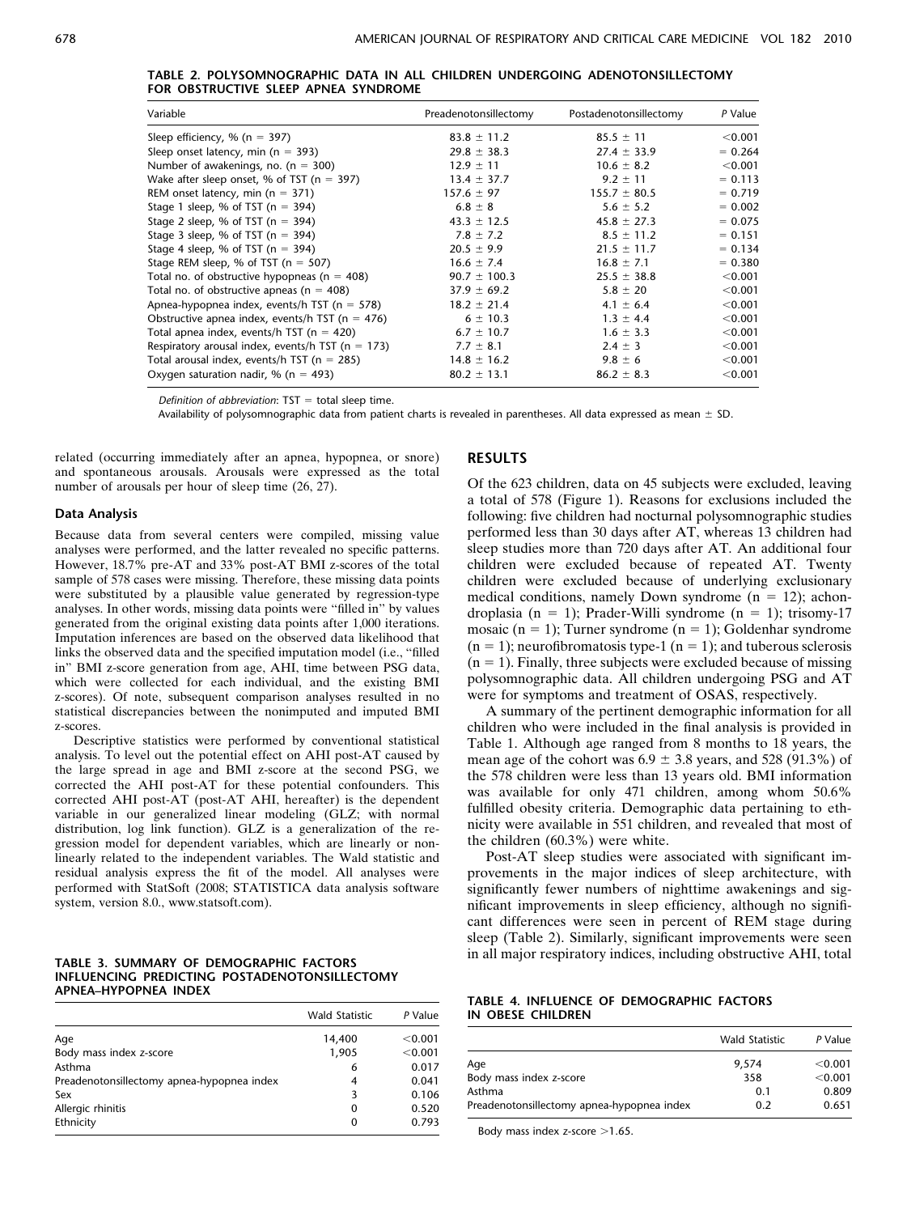**TABLE 2. POLYSOMNOGRAPHIC DATA IN ALL CHILDREN UNDERGOING ADENOTONSILLECTOMY FOR OBSTRUCTIVE SLEEP APNEA SYNDROME**

| Variable | Preadenotonsillectomy | Postadenotonsillectomy | P Value |
|---|---|---|---|
| Sleep efficiency, % (n = 397) | 83.8 ± 11.2 | 85.5 ± 11 | <0.001 |
| Sleep onset latency, min (n = 393) | 29.8 ± 38.3 | 27.4 ± 33.9 | = 0.264 |
| Number of awakenings, no. (n = 300) | 12.9 ± 11 | 10.6 ± 8.2 | <0.001 |
| Wake after sleep onset, % of TST (n = 397) | 13.4 ± 37.7 | 9.2 ± 11 | = 0.113 |
| REM onset latency, min (n = 371) | 157.6 ± 97 | 155.7 ± 80.5 | = 0.719 |
| Stage 1 sleep, % of TST (n = 394) | 6.8 ± 8 | 5.6 ± 5.2 | = 0.002 |
| Stage 2 sleep, % of TST (n = 394) | 43.3 ± 12.5 | 45.8 ± 27.3 | = 0.075 |
| Stage 3 sleep, % of TST (n = 394) | 7.8 ± 7.2 | 8.5 ± 11.2 | = 0.151 |
| Stage 4 sleep, % of TST (n = 394) | 20.5 ± 9.9 | 21.5 ± 11.7 | = 0.134 |
| Stage REM sleep, % of TST (n = 507) | 16.6 ± 7.4 | 16.8 ± 7.1 | = 0.380 |
| Total no. of obstructive hypopneas (n = 408) | 90.7 ± 100.3 | 25.5 ± 38.8 | <0.001 |
| Total no. of obstructive apneas (n = 408) | 37.9 ± 69.2 | 5.8 ± 20 | <0.001 |
| Apnea-hypopnea index, events/h TST (n = 578) | 18.2 ± 21.4 | 4.1 ± 6.4 | <0.001 |
| Obstructive apnea index, events/h TST (n = 476) | 6 ± 10.3 | 1.3 ± 4.4 | <0.001 |
| Total apnea index, events/h TST (n = 420) | 6.7 ± 10.7 | 1.6 ± 3.3 | <0.001 |
| Respiratory arousal index, events/h TST (n = 173) | 7.7 ± 8.1 | 2.4 ± 3 | <0.001 |
| Total arousal index, events/h TST (n = 285) | 14.8 ± 16.2 | 9.8 ± 6 | <0.001 |
| Oxygen saturation nadir, % (n = 493) | 80.2 ± 13.1 | 86.2 ± 8.3 | <0.001 |

*Definition of abbreviation*: TST = total sleep time.

Availability of polysomnographic data from patient charts is revealed in parentheses. All data expressed as mean ± SD.

related (occurring immediately after an apnea, hypopnea, or snore) and spontaneous arousals. Arousals were expressed as the total number of arousals per hour of sleep time (26, 27).

### Data Analysis

Because data from several centers were compiled, missing value analyses were performed, and the latter revealed no specific patterns. However, 18.7% pre-AT and 33% post-AT BMI z-scores of the total sample of 578 cases were missing. Therefore, these missing data points were substituted by a plausible value generated by regression-type analyses. In other words, missing data points were "filled in" by values generated from the original existing data points after 1,000 iterations. Imputation inferences are based on the observed data likelihood that links the observed data and the specified imputation model (i.e., "filled in" BMI z-score generation from age, AHI, time between PSG data, which were collected for each individual, and the existing BMI z-scores). Of note, subsequent comparison analyses resulted in no statistical discrepancies between the nonimputed and imputed BMI z-scores.

Descriptive statistics were performed by conventional statistical analysis. To level out the potential effect on AHI post-AT caused by the large spread in age and BMI z-score at the second PSG, we corrected the AHI post-AT for these potential confounders. This corrected AHI post-AT (post-AT AHI, hereafter) is the dependent variable in our generalized linear modeling (GLZ; with normal distribution, log link function). GLZ is a generalization of the regression model for dependent variables, which are linearly or nonlinearly related to the independent variables. The Wald statistic and residual analysis express the fit of the model. All analyses were performed with StatSoft (2008; STATISTICA data analysis software system, version 8.0., www.statsoft.com).

**TABLE 3. SUMMARY OF DEMOGRAPHIC FACTORS INFLUENCING PREDICTING POSTADENOTONSILLECTOMY APNEA–HYPOPNEA INDEX**

| | Wald Statistic | P Value |
|---|---|---|
| Age | 14,400 | <0.001 |
| Body mass index z-score | 1,905 | <0.001 |
| Asthma | 6 | 0.017 |
| Preadenotonsillectomy apnea-hypopnea index | 4 | 0.041 |
| Sex | 3 | 0.106 |
| Allergic rhinitis | 0 | 0.520 |
| Ethnicity | 0 | 0.793 |

## RESULTS

Of the 623 children, data on 45 subjects were excluded, leaving a total of 578 (Figure 1). Reasons for exclusions included the following: five children had nocturnal polysomnographic studies performed less than 30 days after AT, whereas 13 children had sleep studies more than 720 days after AT. An additional four children were excluded because of repeated AT. Twenty children were excluded because of underlying exclusionary medical conditions, namely Down syndrome (n = 12); achondroplasia (n = 1); Prader-Willi syndrome (n = 1); trisomy-17 mosaic (n = 1); Turner syndrome (n = 1); Goldenhar syndrome (n = 1); neurofibromatosis type-1 (n = 1); and tuberous sclerosis (n = 1). Finally, three subjects were excluded because of missing polysomnographic data. All children undergoing PSG and AT were for symptoms and treatment of OSAS, respectively.

A summary of the pertinent demographic information for all children who were included in the final analysis is provided in Table 1. Although age ranged from 8 months to 18 years, the mean age of the cohort was 6.9 ± 3.8 years, and 528 (91.3%) of the 578 children were less than 13 years old. BMI information was available for only 471 children, among whom 50.6% fulfilled obesity criteria. Demographic data pertaining to ethnicity were available in 551 children, and revealed that most of the children (60.3%) were white.

Post-AT sleep studies were associated with significant improvements in the major indices of sleep architecture, with significantly fewer numbers of nighttime awakenings and significant improvements in sleep efficiency, although no significant differences were seen in percent of REM stage during sleep (Table 2). Similarly, significant improvements were seen in all major respiratory indices, including obstructive AHI, total

**TABLE 4. INFLUENCE OF DEMOGRAPHIC FACTORS IN OBESE CHILDREN**

| | Wald Statistic | P Value |
|---|---|---|
| Age | 9,574 | <0.001 |
| Body mass index z-score | 358 | <0.001 |
| Asthma | 0.1 | 0.809 |
| Preadenotonsillectomy apnea-hypopnea index | 0.2 | 0.651 |

Body mass index z-score >1.65.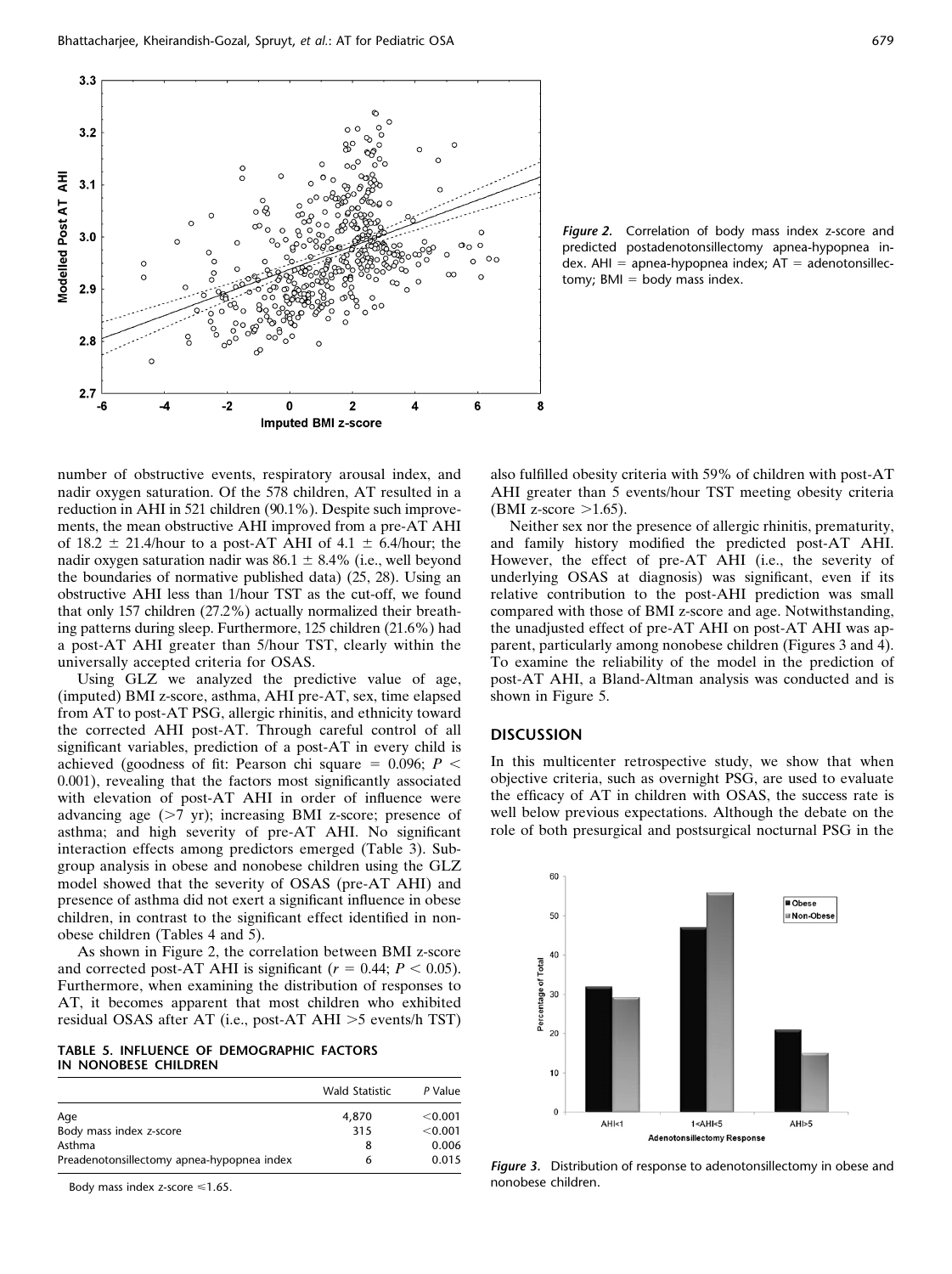Figure 2. Correlation of body mass index z-score and predicted postadenotonsillectomy apnea-hypopnea index. AHI = apnea-hypopnea index; AT = adenotonsillectomy; BMI = body mass index.

number of obstructive events, respiratory arousal index, and nadir oxygen saturation. Of the 578 children, AT resulted in a reduction in AHI in 521 children (90.1%). Despite such improvements, the mean obstructive AHI improved from a pre-AT AHI of 18.2 ± 21.4/hour to a post-AT AHI of 4.1 ± 6.4/hour; the nadir oxygen saturation nadir was 86.1 ± 8.4% (i.e., well beyond the boundaries of normative published data) (25, 28). Using an obstructive AHI less than 1/hour TST as the cut-off, we found that only 157 children (27.2%) actually normalized their breathing patterns during sleep. Furthermore, 125 children (21.6%) had a post-AT AHI greater than 5/hour TST, clearly within the universally accepted criteria for OSAS.

Using GLZ we analyzed the predictive value of age, (imputed) BMI z-score, asthma, AHI pre-AT, sex, time elapsed from AT to post-AT PSG, allergic rhinitis, and ethnicity toward the corrected AHI post-AT. Through careful control of all significant variables, prediction of a post-AT in every child is achieved (goodness of fit: Pearson chi square = 0.096; $P < 0.001$), revealing that the factors most significantly associated with elevation of post-AT AHI in order of influence were advancing age (>7 yr); increasing BMI z-score; presence of asthma; and high severity of pre-AT AHI. No significant interaction effects among predictors emerged (Table 3). Subgroup analysis in obese and nonobese children using the GLZ model showed that the severity of OSAS (pre-AT AHI) and presence of asthma did not exert a significant influence in obese children, in contrast to the significant effect identified in nonobese children (Tables 4 and 5).

As shown in Figure 2, the correlation between BMI z-score and corrected post-AT AHI is significant ($r = 0.44$; $P < 0.05$). Furthermore, when examining the distribution of responses to AT, it becomes apparent that most children who exhibited residual OSAS after AT (i.e., post-AT AHI >5 events/h TST) also fulfilled obesity criteria with 59% of children with post-AT AHI greater than 5 events/hour TST meeting obesity criteria (BMI z-score >1.65).

Neither sex nor the presence of allergic rhinitis, prematurity, and family history modified the predicted post-AT AHI. However, the effect of pre-AT AHI (i.e., the severity of underlying OSAS at diagnosis) was significant, even if its relative contribution to the post-AHI prediction was small compared with those of BMI z-score and age. Notwithstanding, the unadjusted effect of pre-AT AHI on post-AT AHI was apparent, particularly among nonobese children (Figures 3 and 4). To examine the reliability of the model in the prediction of post-AT AHI, a Bland-Altman analysis was conducted and is shown in Figure 5.

**TABLE 5. INFLUENCE OF DEMOGRAPHIC FACTORS IN NONOBESE CHILDREN**

| | Wald Statistic | P Value |
|---|---|---|
| Age | 4,870 | <0.001 |
| Body mass index z-score | 315 | <0.001 |
| Asthma | 8 | 0.006 |
| Preadenotonsillectomy apnea-hypopnea index | 6 | 0.015 |

Body mass index z-score ≤1.65.

## DISCUSSION

In this multicenter retrospective study, we show that when objective criteria, such as overnight PSG, are used to evaluate the efficacy of AT in children with OSAS, the success rate is well below previous expectations. Although the debate on the role of both presurgical and postsurgical nocturnal PSG in the

Figure 3. Distribution of response to adenotonsillectomy in obese and nonobese children.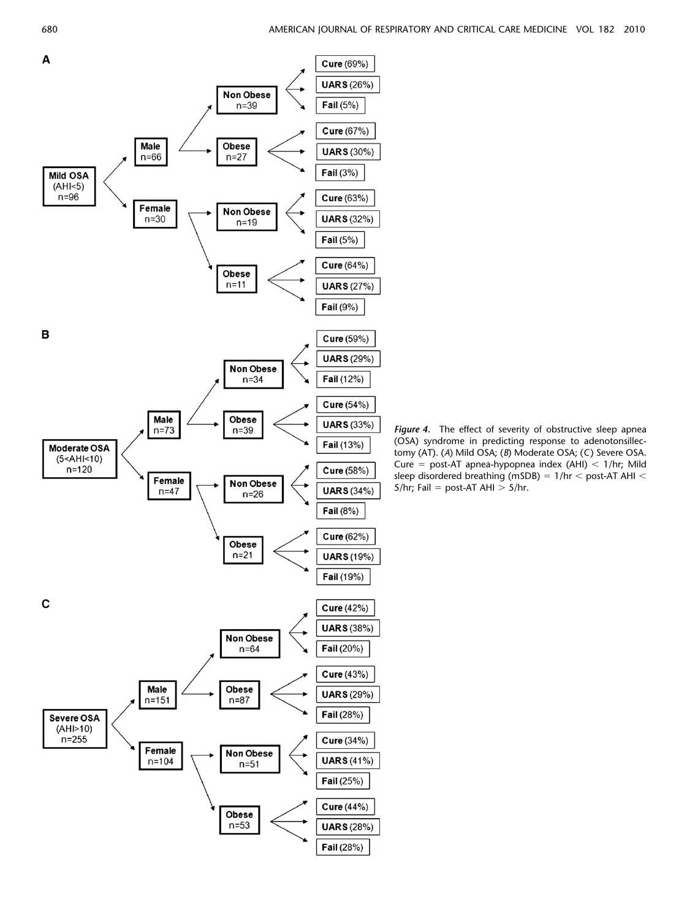**A**

- **Mild OSA** (AHI<5) n=96
  - **Male** n=66
    - **Non Obese** n=39
      - **Cure** (69%)
      - **UARS** (26%)
      - **Fail** (5%)
    - **Obese** n=27
      - **Cure** (67%)
      - **UARS** (30%)
      - **Fail** (3%)
  - **Female** n=30
    - **Non Obese** n=19
      - **Cure** (63%)
      - **UARS** (32%)
      - **Fail** (5%)
    - **Obese** n=11
      - **Cure** (64%)
      - **UARS** (27%)
      - **Fail** (9%)

**B**

- **Moderate OSA** (5<AHI<10) n=120
  - **Male** n=73
    - **Non Obese** n=34
      - **Cure** (59%)
      - **UARS** (29%)
      - **Fail** (12%)
    - **Obese** n=39
      - **Cure** (54%)
      - **UARS** (33%)
      - **Fail** (13%)
  - **Female** n=47
    - **Non Obese** n=26
      - **Cure** (58%)
      - **UARS** (34%)
      - **Fail** (8%)
    - **Obese** n=21
      - **Cure** (62%)
      - **UARS** (19%)
      - **Fail** (19%)

**C**

- **Severe OSA** (AHI>10) n=255
  - **Male** n=151
    - **Non Obese** n=64
      - **Cure** (42%)
      - **UARS** (38%)
      - **Fail** (20%)
    - **Obese** n=87
      - **Cure** (43%)
      - **UARS** (29%)
      - **Fail** (28%)
  - **Female** n=104
    - **Non Obese** n=51
      - **Cure** (34%)
      - **UARS** (41%)
      - **Fail** (25%)
    - **Obese** n=53
      - **Cure** (44%)
      - **UARS** (28%)
      - **Fail** (28%)

***Figure 4.*** The effect of severity of obstructive sleep apnea (OSA) syndrome in predicting response to adenotonsillectomy (AT). (*A*) Mild OSA; (*B*) Moderate OSA; (*C*) Severe OSA. Cure = post-AT apnea-hypopnea index (AHI) < 1/hr; Mild sleep disordered breathing (mSDB) = 1/hr < post-AT AHI < 5/hr; Fail = post-AT AHI > 5/hr.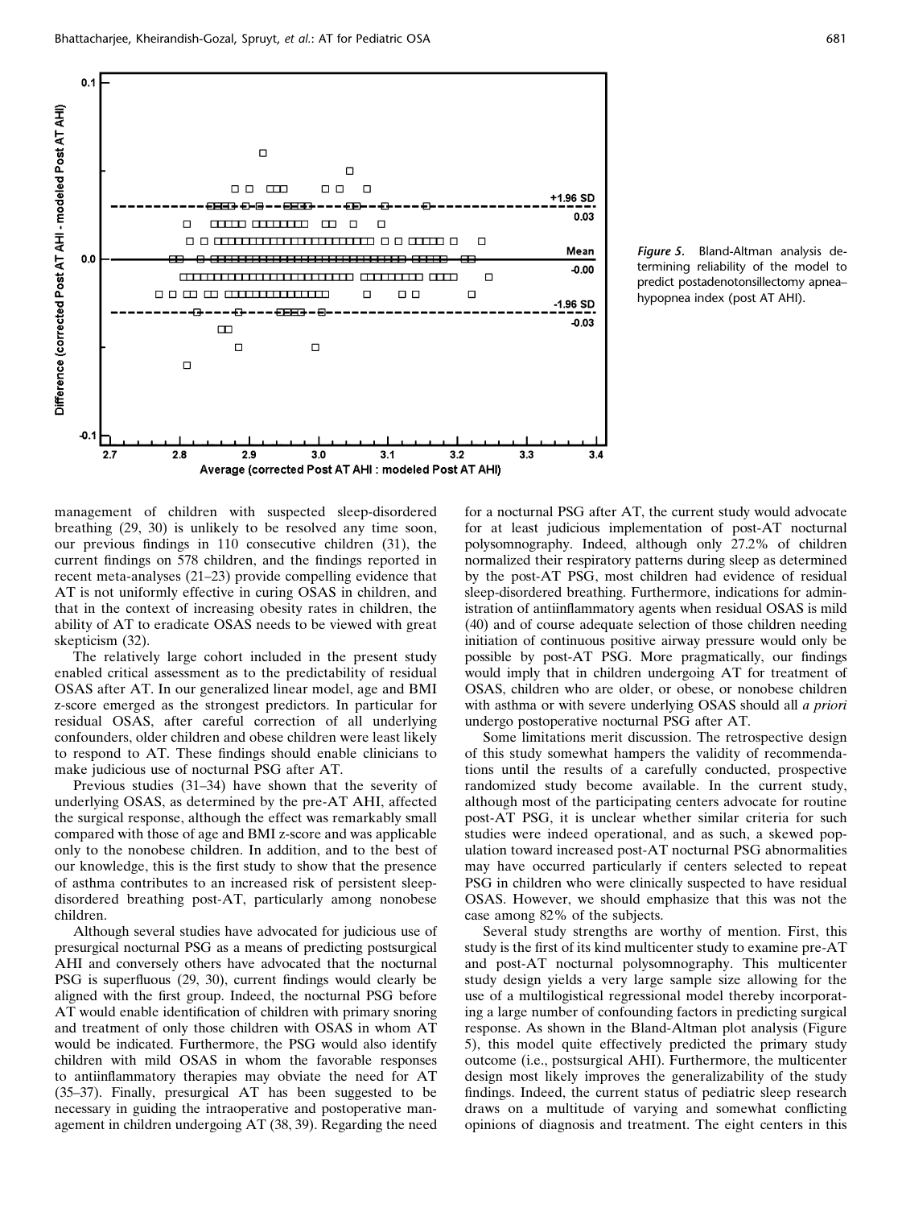Difference (corrected Post AT AHI - modeled Post AT AHI)

Average (corrected Post AT AHI : modeled Post AT AHI)

0.1
0.0
-0.1

2.7 2.8 2.9 3.0 3.1 3.2 3.3 3.4

+1.96 SD
0.03

Mean
-0.00

-1.96 SD
-0.03

*Figure 5.* Bland-Altman analysis determining reliability of the model to predict postadenotonsillectomy apnea–hypopnea index (post AT AHI).

management of children with suspected sleep-disordered breathing (29, 30) is unlikely to be resolved any time soon, our previous findings in 110 consecutive children (31), the current findings on 578 children, and the findings reported in recent meta-analyses (21–23) provide compelling evidence that AT is not uniformly effective in curing OSAS in children, and that in the context of increasing obesity rates in children, the ability of AT to eradicate OSAS needs to be viewed with great skepticism (32).

The relatively large cohort included in the present study enabled critical assessment as to the predictability of residual OSAS after AT. In our generalized linear model, age and BMI z-score emerged as the strongest predictors. In particular for residual OSAS, after careful correction of all underlying confounders, older children and obese children were least likely to respond to AT. These findings should enable clinicians to make judicious use of nocturnal PSG after AT.

Previous studies (31–34) have shown that the severity of underlying OSAS, as determined by the pre-AT AHI, affected the surgical response, although the effect was remarkably small compared with those of age and BMI z-score and was applicable only to the nonobese children. In addition, and to the best of our knowledge, this is the first study to show that the presence of asthma contributes to an increased risk of persistent sleep-disordered breathing post-AT, particularly among nonobese children.

Although several studies have advocated for judicious use of presurgical nocturnal PSG as a means of predicting postsurgical AHI and conversely others have advocated that the nocturnal PSG is superfluous (29, 30), current findings would clearly be aligned with the first group. Indeed, the nocturnal PSG before AT would enable identification of children with primary snoring and treatment of only those children with OSAS in whom AT would be indicated. Furthermore, the PSG would also identify children with mild OSAS in whom the favorable responses to antiinflammatory therapies may obviate the need for AT (35–37). Finally, presurgical AT has been suggested to be necessary in guiding the intraoperative and postoperative management in children undergoing AT (38, 39). Regarding the need for a nocturnal PSG after AT, the current study would advocate for at least judicious implementation of post-AT nocturnal polysomnography. Indeed, although only 27.2% of children normalized their respiratory patterns during sleep as determined by the post-AT PSG, most children had evidence of residual sleep-disordered breathing. Furthermore, indications for administration of antiinflammatory agents when residual OSAS is mild (40) and of course adequate selection of those children needing initiation of continuous positive airway pressure would only be possible by post-AT PSG. More pragmatically, our findings would imply that in children undergoing AT for treatment of OSAS, children who are older, or obese, or nonobese children with asthma or with severe underlying OSAS should all *a priori* undergo postoperative nocturnal PSG after AT.

Some limitations merit discussion. The retrospective design of this study somewhat hampers the validity of recommendations until the results of a carefully conducted, prospective randomized study become available. In the current study, although most of the participating centers advocate for routine post-AT PSG, it is unclear whether similar criteria for such studies were indeed operational, and as such, a skewed population toward increased post-AT nocturnal PSG abnormalities may have occurred particularly if centers selected to repeat PSG in children who were clinically suspected to have residual OSAS. However, we should emphasize that this was not the case among 82% of the subjects.

Several study strengths are worthy of mention. First, this study is the first of its kind multicenter study to examine pre-AT and post-AT nocturnal polysomnography. This multicenter study design yields a very large sample size allowing for the use of a multilogistical regressional model thereby incorporating a large number of confounding factors in predicting surgical response. As shown in the Bland-Altman plot analysis (Figure 5), this model quite effectively predicted the primary study outcome (i.e., postsurgical AHI). Furthermore, the multicenter design most likely improves the generalizability of the study findings. Indeed, the current status of pediatric sleep research draws on a multitude of varying and somewhat conflicting opinions of diagnosis and treatment. The eight centers in this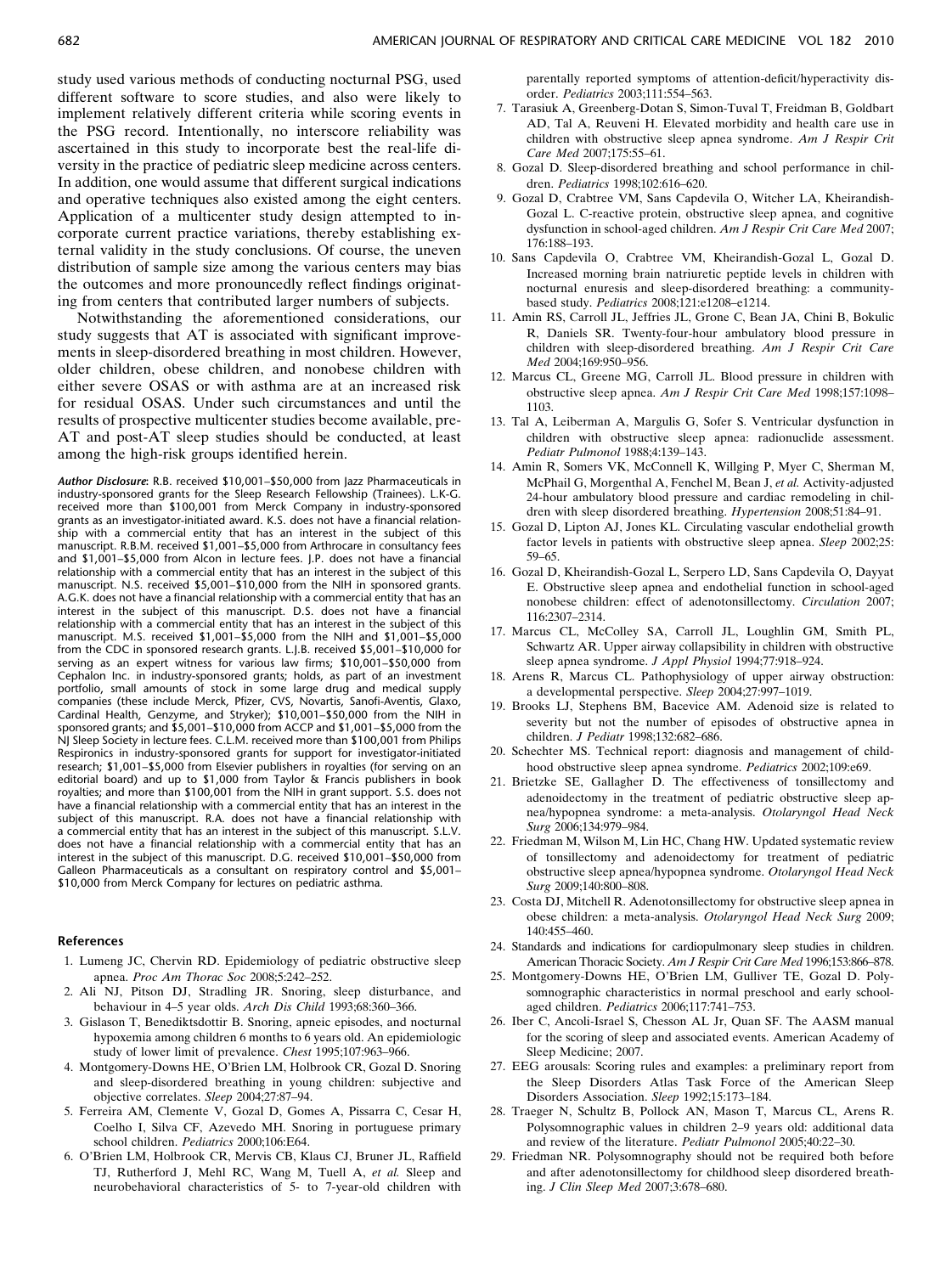study used various methods of conducting nocturnal PSG, used different software to score studies, and also were likely to implement relatively different criteria while scoring events in the PSG record. Intentionally, no interscore reliability was ascertained in this study to incorporate best the real-life diversity in the practice of pediatric sleep medicine across centers. In addition, one would assume that different surgical indications and operative techniques also existed among the eight centers. Application of a multicenter study design attempted to incorporate current practice variations, thereby establishing external validity in the study conclusions. Of course, the uneven distribution of sample size among the various centers may bias the outcomes and more pronouncedly reflect findings originating from centers that contributed larger numbers of subjects.

Notwithstanding the aforementioned considerations, our study suggests that AT is associated with significant improvements in sleep-disordered breathing in most children. However, older children, obese children, and nonobese children with either severe OSAS or with asthma are at an increased risk for residual OSAS. Under such circumstances and until the results of prospective multicenter studies become available, pre-AT and post-AT sleep studies should be conducted, at least among the high-risk groups identified herein.

***Author Disclosure***: R.B. received $10,001–$50,000 from Jazz Pharmaceuticals in industry-sponsored grants for the Sleep Research Fellowship (Trainees). L.K-G. received more than $100,001 from Merck Company in industry-sponsored grants as an investigator-initiated award. K.S. does not have a financial relationship with a commercial entity that has an interest in the subject of this manuscript. R.B.M. received $1,001–$5,000 from Arthrocare in consultancy fees and $1,001–$5,000 from Alcon in lecture fees. J.P. does not have a financial relationship with a commercial entity that has an interest in the subject of this manuscript. N.S. received $5,001–$10,000 from the NIH in sponsored grants. A.G.K. does not have a financial relationship with a commercial entity that has an interest in the subject of this manuscript. D.S. does not have a financial relationship with a commercial entity that has an interest in the subject of this manuscript. M.S. received $1,001–$5,000 from the NIH and $1,001–$5,000 from the CDC in sponsored research grants. L.J.B. received $5,001–$10,000 for serving as an expert witness for various law firms; $10,001–$50,000 from Cephalon Inc. in industry-sponsored grants; holds, as part of an investment portfolio, small amounts of stock in some large drug and medical supply companies (these include Merck, Pfizer, CVS, Novartis, Sanofi-Aventis, Glaxo, Cardinal Health, Genzyme, and Stryker); $10,001–$50,000 from the NIH in sponsored grants; and $5,001–$10,000 from ACCP and $1,001–$5,000 from the NJ Sleep Society in lecture fees. C.L.M. received more than $100,001 from Philips Respironics in industry-sponsored grants for support for investigator-initiated research; $1,001–$5,000 from Elsevier publishers in royalties (for serving on an editorial board) and up to $1,000 from Taylor & Francis publishers in book royalties; and more than $100,001 from the NIH in grant support. S.S. does not have a financial relationship with a commercial entity that has an interest in the subject of this manuscript. R.A. does not have a financial relationship with a commercial entity that has an interest in the subject of this manuscript. S.L.V. does not have a financial relationship with a commercial entity that has an interest in the subject of this manuscript. D.G. received $10,001–$50,000 from Galleon Pharmaceuticals as a consultant on respiratory control and $5,001–$10,000 from Merck Company for lectures on pediatric asthma.

## References

1. Lumeng JC, Chervin RD. Epidemiology of pediatric obstructive sleep apnea. *Proc Am Thorac Soc* 2008;5:242–252.
2. Ali NJ, Pitson DJ, Stradling JR. Snoring, sleep disturbance, and behaviour in 4–5 year olds. *Arch Dis Child* 1993;68:360–366.
3. Gislason T, Benediktsdottir B. Snoring, apneic episodes, and nocturnal hypoxemia among children 6 months to 6 years old. An epidemiologic study of lower limit of prevalence. *Chest* 1995;107:963–966.
4. Montgomery-Downs HE, O'Brien LM, Holbrook CR, Gozal D. Snoring and sleep-disordered breathing in young children: subjective and objective correlates. *Sleep* 2004;27:87–94.
5. Ferreira AM, Clemente V, Gozal D, Gomes A, Pissarra C, Cesar H, Coelho I, Silva CF, Azevedo MH. Snoring in portuguese primary school children. *Pediatrics* 2000;106:E64.
6. O'Brien LM, Holbrook CR, Mervis CB, Klaus CJ, Bruner JL, Raffield TJ, Rutherford J, Mehl RC, Wang M, Tuell A, *et al.* Sleep and neurobehavioral characteristics of 5- to 7-year-old children with parentally reported symptoms of attention-deficit/hyperactivity disorder. *Pediatrics* 2003;111:554–563.
7. Tarasiuk A, Greenberg-Dotan S, Simon-Tuval T, Freidman B, Goldbart AD, Tal A, Reuveni H. Elevated morbidity and health care use in children with obstructive sleep apnea syndrome. *Am J Respir Crit Care Med* 2007;175:55–61.
8. Gozal D. Sleep-disordered breathing and school performance in children. *Pediatrics* 1998;102:616–620.
9. Gozal D, Crabtree VM, Sans Capdevila O, Witcher LA, Kheirandish-Gozal L. C-reactive protein, obstructive sleep apnea, and cognitive dysfunction in school-aged children. *Am J Respir Crit Care Med* 2007;176:188–193.
10. Sans Capdevila O, Crabtree VM, Kheirandish-Gozal L, Gozal D. Increased morning brain natriuretic peptide levels in children with nocturnal enuresis and sleep-disordered breathing: a community-based study. *Pediatrics* 2008;121:e1208–e1214.
11. Amin RS, Carroll JL, Jeffries JL, Grone C, Bean JA, Chini B, Bokulic R, Daniels SR. Twenty-four-hour ambulatory blood pressure in children with sleep-disordered breathing. *Am J Respir Crit Care Med* 2004;169:950–956.
12. Marcus CL, Greene MG, Carroll JL. Blood pressure in children with obstructive sleep apnea. *Am J Respir Crit Care Med* 1998;157:1098–1103.
13. Tal A, Leiberman A, Margulis G, Sofer S. Ventricular dysfunction in children with obstructive sleep apnea: radionuclide assessment. *Pediatr Pulmonol* 1988;4:139–143.
14. Amin R, Somers VK, McConnell K, Willging P, Myer C, Sherman M, McPhail G, Morgenthal A, Fenchel M, Bean J, *et al.* Activity-adjusted 24-hour ambulatory blood pressure and cardiac remodeling in children with sleep disordered breathing. *Hypertension* 2008;51:84–91.
15. Gozal D, Lipton AJ, Jones KL. Circulating vascular endothelial growth factor levels in patients with obstructive sleep apnea. *Sleep* 2002;25:59–65.
16. Gozal D, Kheirandish-Gozal L, Serpero LD, Sans Capdevila O, Dayyat E. Obstructive sleep apnea and endothelial function in school-aged nonobese children: effect of adenotonsillectomy. *Circulation* 2007;116:2307–2314.
17. Marcus CL, McColley SA, Carroll JL, Loughlin GM, Smith PL, Schwartz AR. Upper airway collapsibility in children with obstructive sleep apnea syndrome. *J Appl Physiol* 1994;77:918–924.
18. Arens R, Marcus CL. Pathophysiology of upper airway obstruction: a developmental perspective. *Sleep* 2004;27:997–1019.
19. Brooks LJ, Stephens BM, Bacevice AM. Adenoid size is related to severity but not the number of episodes of obstructive apnea in children. *J Pediatr* 1998;132:682–686.
20. Schechter MS. Technical report: diagnosis and management of childhood obstructive sleep apnea syndrome. *Pediatrics* 2002;109:e69.
21. Brietzke SE, Gallagher D. The effectiveness of tonsillectomy and adenoidectomy in the treatment of pediatric obstructive sleep apnea/hypopnea syndrome: a meta-analysis. *Otolaryngol Head Neck Surg* 2006;134:979–984.
22. Friedman M, Wilson M, Lin HC, Chang HW. Updated systematic review of tonsillectomy and adenoidectomy for treatment of pediatric obstructive sleep apnea/hypopnea syndrome. *Otolaryngol Head Neck Surg* 2009;140:800–808.
23. Costa DJ, Mitchell R. Adenotonsillectomy for obstructive sleep apnea in obese children: a meta-analysis. *Otolaryngol Head Neck Surg* 2009;140:455–460.
24. Standards and indications for cardiopulmonary sleep studies in children. American Thoracic Society. *Am J Respir Crit Care Med* 1996;153:866–878.
25. Montgomery-Downs HE, O'Brien LM, Gulliver TE, Gozal D. Polysomnographic characteristics in normal preschool and early school-aged children. *Pediatrics* 2006;117:741–753.
26. Iber C, Ancoli-Israel S, Chesson AL Jr, Quan SF. The AASM manual for the scoring of sleep and associated events. American Academy of Sleep Medicine; 2007.
27. EEG arousals: Scoring rules and examples: a preliminary report from the Sleep Disorders Atlas Task Force of the American Sleep Disorders Association. *Sleep* 1992;15:173–184.
28. Traeger N, Schultz B, Pollock AN, Mason T, Marcus CL, Arens R. Polysomnographic values in children 2–9 years old: additional data and review of the literature. *Pediatr Pulmonol* 2005;40:22–30.
29. Friedman NR. Polysomnography should not be required both before and after adenotonsillectomy for childhood sleep disordered breathing. *J Clin Sleep Med* 2007;3:678–680.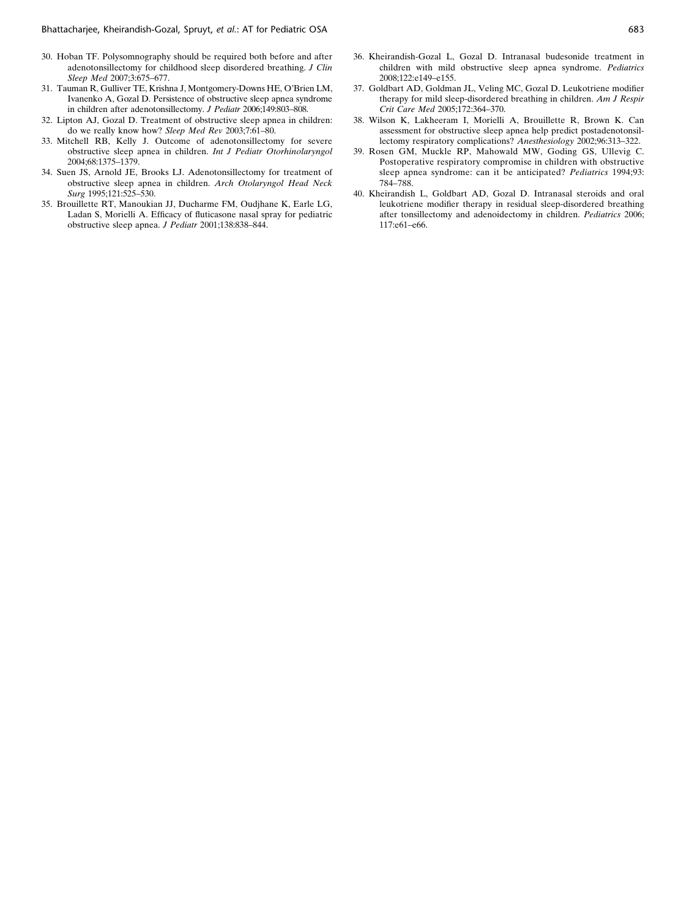30. Hoban TF. Polysomnography should be required both before and after adenotonsillectomy for childhood sleep disordered breathing. *J Clin Sleep Med* 2007;3:675–677.
31. Tauman R, Gulliver TE, Krishna J, Montgomery-Downs HE, O'Brien LM, Ivanenko A, Gozal D. Persistence of obstructive sleep apnea syndrome in children after adenotonsillectomy. *J Pediatr* 2006;149:803–808.
32. Lipton AJ, Gozal D. Treatment of obstructive sleep apnea in children: do we really know how? *Sleep Med Rev* 2003;7:61–80.
33. Mitchell RB, Kelly J. Outcome of adenotonsillectomy for severe obstructive sleep apnea in children. *Int J Pediatr Otorhinolaryngol* 2004;68:1375–1379.
34. Suen JS, Arnold JE, Brooks LJ. Adenotonsillectomy for treatment of obstructive sleep apnea in children. *Arch Otolaryngol Head Neck Surg* 1995;121:525–530.
35. Brouillette RT, Manoukian JJ, Ducharme FM, Oudjhane K, Earle LG, Ladan S, Morielli A. Efficacy of fluticasone nasal spray for pediatric obstructive sleep apnea. *J Pediatr* 2001;138:838–844.
36. Kheirandish-Gozal L, Gozal D. Intranasal budesonide treatment in children with mild obstructive sleep apnea syndrome. *Pediatrics* 2008;122:e149–e155.
37. Goldbart AD, Goldman JL, Veling MC, Gozal D. Leukotriene modifier therapy for mild sleep-disordered breathing in children. *Am J Respir Crit Care Med* 2005;172:364–370.
38. Wilson K, Lakheeram I, Morielli A, Brouillette R, Brown K. Can assessment for obstructive sleep apnea help predict postadenotonsillectomy respiratory complications? *Anesthesiology* 2002;96:313–322.
39. Rosen GM, Muckle RP, Mahowald MW, Goding GS, Ullevig C. Postoperative respiratory compromise in children with obstructive sleep apnea syndrome: can it be anticipated? *Pediatrics* 1994;93:784–788.
40. Kheirandish L, Goldbart AD, Gozal D. Intranasal steroids and oral leukotriene modifier therapy in residual sleep-disordered breathing after tonsillectomy and adenoidectomy in children. *Pediatrics* 2006;117:e61–e66.